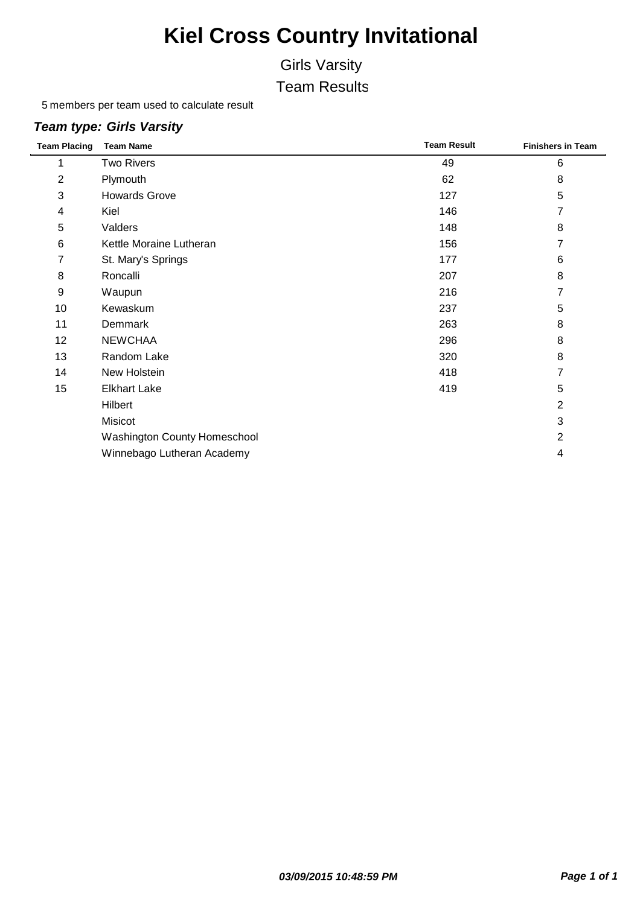# Kiel Cross Country Invitational

## Girls Varsity

## Team Results

5 members per team used to calculate result

### *Team type: Girls Varsity*

| Team Placing | Team Name | Team Result | Finishers in Team |
|---|---|---|---|
| 1 | Two Rivers | 49 | 6 |
| 2 | Plymouth | 62 | 8 |
| 3 | Howards Grove | 127 | 5 |
| 4 | Kiel | 146 | 7 |
| 5 | Valders | 148 | 8 |
| 6 | Kettle Moraine Lutheran | 156 | 7 |
| 7 | St. Mary's Springs | 177 | 6 |
| 8 | Roncalli | 207 | 8 |
| 9 | Waupun | 216 | 7 |
| 10 | Kewaskum | 237 | 5 |
| 11 | Demmark | 263 | 8 |
| 12 | NEWCHAA | 296 | 8 |
| 13 | Random Lake | 320 | 8 |
| 14 | New Holstein | 418 | 7 |
| 15 | Elkhart Lake | 419 | 5 |
| | Hilbert | | 2 |
| | Misicot | | 3 |
| | Washington County Homeschool | | 2 |
| | Winnebago Lutheran Academy | | 4 |

*03/09/2015 10:48:59 PM*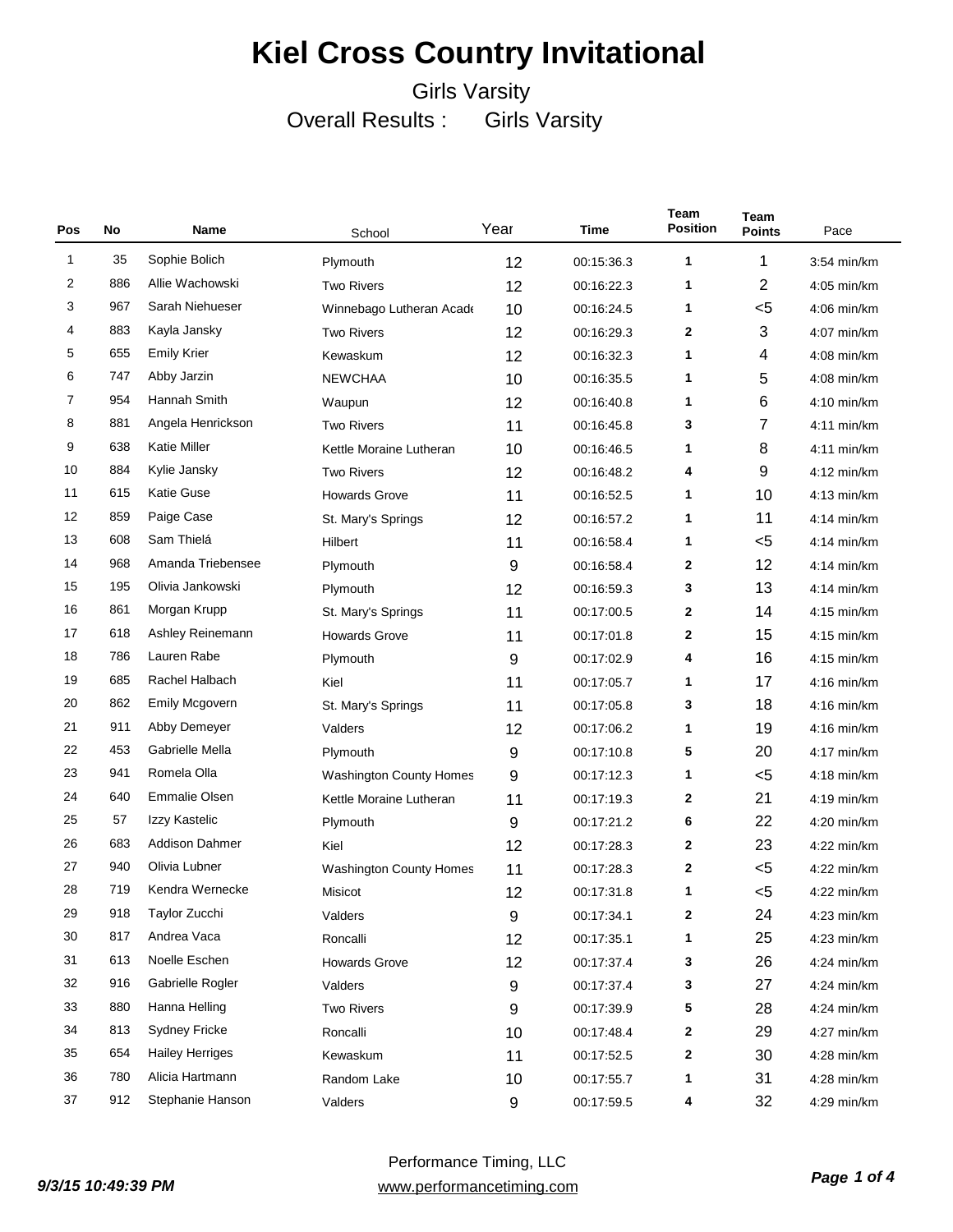# Kiel Cross Country Invitational

Girls Varsity

Overall Results : Girls Varsity

| Pos | No | Name | School | Year | Time | Team Position | Team Points | Pace |
|---|---|---|---|---|---|---|---|---|
| 1 | 35 | Sophie Bolich | Plymouth | 12 | 00:15:36.3 | 1 | 1 | 3:54 min/km |
| 2 | 886 | Allie Wachowski | Two Rivers | 12 | 00:16:22.3 | 1 | 2 | 4:05 min/km |
| 3 | 967 | Sarah Niehueser | Winnebago Lutheran Acade | 10 | 00:16:24.5 | 1 | <5 | 4:06 min/km |
| 4 | 883 | Kayla Jansky | Two Rivers | 12 | 00:16:29.3 | 2 | 3 | 4:07 min/km |
| 5 | 655 | Emily Krier | Kewaskum | 12 | 00:16:32.3 | 1 | 4 | 4:08 min/km |
| 6 | 747 | Abby Jarzin | NEWCHAA | 10 | 00:16:35.5 | 1 | 5 | 4:08 min/km |
| 7 | 954 | Hannah Smith | Waupun | 12 | 00:16:40.8 | 1 | 6 | 4:10 min/km |
| 8 | 881 | Angela Henrickson | Two Rivers | 11 | 00:16:45.8 | 3 | 7 | 4:11 min/km |
| 9 | 638 | Katie Miller | Kettle Moraine Lutheran | 10 | 00:16:46.5 | 1 | 8 | 4:11 min/km |
| 10 | 884 | Kylie Jansky | Two Rivers | 12 | 00:16:48.2 | 4 | 9 | 4:12 min/km |
| 11 | 615 | Katie Guse | Howards Grove | 11 | 00:16:52.5 | 1 | 10 | 4:13 min/km |
| 12 | 859 | Paige Case | St. Mary's Springs | 12 | 00:16:57.2 | 1 | 11 | 4:14 min/km |
| 13 | 608 | Sam Thielá | Hilbert | 11 | 00:16:58.4 | 1 | <5 | 4:14 min/km |
| 14 | 968 | Amanda Triebensee | Plymouth | 9 | 00:16:58.4 | 2 | 12 | 4:14 min/km |
| 15 | 195 | Olivia Jankowski | Plymouth | 12 | 00:16:59.3 | 3 | 13 | 4:14 min/km |
| 16 | 861 | Morgan Krupp | St. Mary's Springs | 11 | 00:17:00.5 | 2 | 14 | 4:15 min/km |
| 17 | 618 | Ashley Reinemann | Howards Grove | 11 | 00:17:01.8 | 2 | 15 | 4:15 min/km |
| 18 | 786 | Lauren Rabe | Plymouth | 9 | 00:17:02.9 | 4 | 16 | 4:15 min/km |
| 19 | 685 | Rachel Halbach | Kiel | 11 | 00:17:05.7 | 1 | 17 | 4:16 min/km |
| 20 | 862 | Emily Mcgovern | St. Mary's Springs | 11 | 00:17:05.8 | 3 | 18 | 4:16 min/km |
| 21 | 911 | Abby Demeyer | Valders | 12 | 00:17:06.2 | 1 | 19 | 4:16 min/km |
| 22 | 453 | Gabrielle Mella | Plymouth | 9 | 00:17:10.8 | 5 | 20 | 4:17 min/km |
| 23 | 941 | Romela Olla | Washington County Homes | 9 | 00:17:12.3 | 1 | <5 | 4:18 min/km |
| 24 | 640 | Emmalie Olsen | Kettle Moraine Lutheran | 11 | 00:17:19.3 | 2 | 21 | 4:19 min/km |
| 25 | 57 | Izzy Kastelic | Plymouth | 9 | 00:17:21.2 | 6 | 22 | 4:20 min/km |
| 26 | 683 | Addison Dahmer | Kiel | 12 | 00:17:28.3 | 2 | 23 | 4:22 min/km |
| 27 | 940 | Olivia Lubner | Washington County Homes | 11 | 00:17:28.3 | 2 | <5 | 4:22 min/km |
| 28 | 719 | Kendra Wernecke | Misicot | 12 | 00:17:31.8 | 1 | <5 | 4:22 min/km |
| 29 | 918 | Taylor Zucchi | Valders | 9 | 00:17:34.1 | 2 | 24 | 4:23 min/km |
| 30 | 817 | Andrea Vaca | Roncalli | 12 | 00:17:35.1 | 1 | 25 | 4:23 min/km |
| 31 | 613 | Noelle Eschen | Howards Grove | 12 | 00:17:37.4 | 3 | 26 | 4:24 min/km |
| 32 | 916 | Gabrielle Rogler | Valders | 9 | 00:17:37.4 | 3 | 27 | 4:24 min/km |
| 33 | 880 | Hanna Helling | Two Rivers | 9 | 00:17:39.9 | 5 | 28 | 4:24 min/km |
| 34 | 813 | Sydney Fricke | Roncalli | 10 | 00:17:48.4 | 2 | 29 | 4:27 min/km |
| 35 | 654 | Hailey Herriges | Kewaskum | 11 | 00:17:52.5 | 2 | 30 | 4:28 min/km |
| 36 | 780 | Alicia Hartmann | Random Lake | 10 | 00:17:55.7 | 1 | 31 | 4:28 min/km |
| 37 | 912 | Stephanie Hanson | Valders | 9 | 00:17:59.5 | 4 | 32 | 4:29 min/km |

*9/3/15 10:49:39 PM*

Performance Timing, LLC
www.performancetiming.com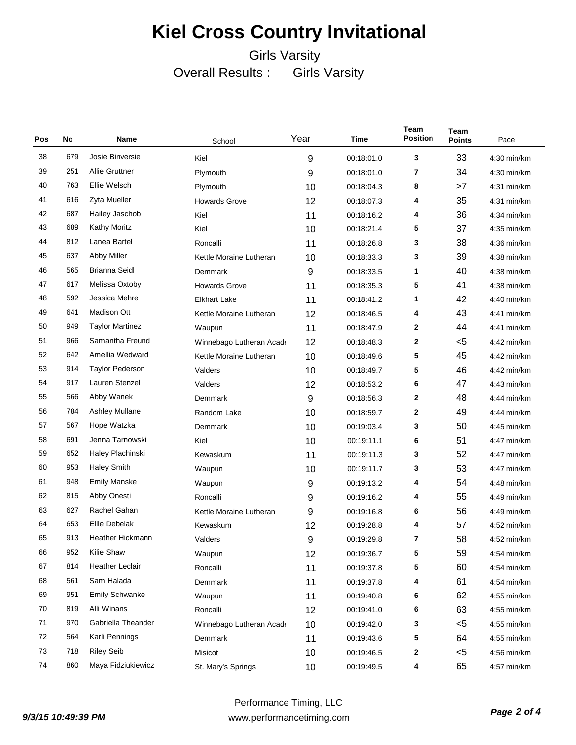# Kiel Cross Country Invitational

Girls Varsity

Overall Results : Girls Varsity

| Pos | No | Name | School | Year | Time | Team Position | Team Points | Pace |
|---|---|---|---|---|---|---|---|---|
| 38 | 679 | Josie Binversie | Kiel | 9 | 00:18:01.0 | 3 | 33 | 4:30 min/km |
| 39 | 251 | Allie Gruttner | Plymouth | 9 | 00:18:01.0 | 7 | 34 | 4:30 min/km |
| 40 | 763 | Ellie Welsch | Plymouth | 10 | 00:18:04.3 | 8 | >7 | 4:31 min/km |
| 41 | 616 | Zyta Mueller | Howards Grove | 12 | 00:18:07.3 | 4 | 35 | 4:31 min/km |
| 42 | 687 | Hailey Jaschob | Kiel | 11 | 00:18:16.2 | 4 | 36 | 4:34 min/km |
| 43 | 689 | Kathy Moritz | Kiel | 10 | 00:18:21.4 | 5 | 37 | 4:35 min/km |
| 44 | 812 | Lanea Bartel | Roncalli | 11 | 00:18:26.8 | 3 | 38 | 4:36 min/km |
| 45 | 637 | Abby Miller | Kettle Moraine Lutheran | 10 | 00:18:33.3 | 3 | 39 | 4:38 min/km |
| 46 | 565 | Brianna Seidl | Demmark | 9 | 00:18:33.5 | 1 | 40 | 4:38 min/km |
| 47 | 617 | Melissa Oxtoby | Howards Grove | 11 | 00:18:35.3 | 5 | 41 | 4:38 min/km |
| 48 | 592 | Jessica Mehre | Elkhart Lake | 11 | 00:18:41.2 | 1 | 42 | 4:40 min/km |
| 49 | 641 | Madison Ott | Kettle Moraine Lutheran | 12 | 00:18:46.5 | 4 | 43 | 4:41 min/km |
| 50 | 949 | Taylor Martinez | Waupun | 11 | 00:18:47.9 | 2 | 44 | 4:41 min/km |
| 51 | 966 | Samantha Freund | Winnebago Lutheran Acade | 12 | 00:18:48.3 | 2 | <5 | 4:42 min/km |
| 52 | 642 | Amellia Wedward | Kettle Moraine Lutheran | 10 | 00:18:49.6 | 5 | 45 | 4:42 min/km |
| 53 | 914 | Taylor Pederson | Valders | 10 | 00:18:49.7 | 5 | 46 | 4:42 min/km |
| 54 | 917 | Lauren Stenzel | Valders | 12 | 00:18:53.2 | 6 | 47 | 4:43 min/km |
| 55 | 566 | Abby Wanek | Demmark | 9 | 00:18:56.3 | 2 | 48 | 4:44 min/km |
| 56 | 784 | Ashley Mullane | Random Lake | 10 | 00:18:59.7 | 2 | 49 | 4:44 min/km |
| 57 | 567 | Hope Watzka | Demmark | 10 | 00:19:03.4 | 3 | 50 | 4:45 min/km |
| 58 | 691 | Jenna Tarnowski | Kiel | 10 | 00:19:11.1 | 6 | 51 | 4:47 min/km |
| 59 | 652 | Haley Plachinski | Kewaskum | 11 | 00:19:11.3 | 3 | 52 | 4:47 min/km |
| 60 | 953 | Haley Smith | Waupun | 10 | 00:19:11.7 | 3 | 53 | 4:47 min/km |
| 61 | 948 | Emily Manske | Waupun | 9 | 00:19:13.2 | 4 | 54 | 4:48 min/km |
| 62 | 815 | Abby Onesti | Roncalli | 9 | 00:19:16.2 | 4 | 55 | 4:49 min/km |
| 63 | 627 | Rachel Gahan | Kettle Moraine Lutheran | 9 | 00:19:16.8 | 6 | 56 | 4:49 min/km |
| 64 | 653 | Ellie Debelak | Kewaskum | 12 | 00:19:28.8 | 4 | 57 | 4:52 min/km |
| 65 | 913 | Heather Hickmann | Valders | 9 | 00:19:29.8 | 7 | 58 | 4:52 min/km |
| 66 | 952 | Kilie Shaw | Waupun | 12 | 00:19:36.7 | 5 | 59 | 4:54 min/km |
| 67 | 814 | Heather Leclair | Roncalli | 11 | 00:19:37.8 | 5 | 60 | 4:54 min/km |
| 68 | 561 | Sam Halada | Demmark | 11 | 00:19:37.8 | 4 | 61 | 4:54 min/km |
| 69 | 951 | Emily Schwanke | Waupun | 11 | 00:19:40.8 | 6 | 62 | 4:55 min/km |
| 70 | 819 | Alli Winans | Roncalli | 12 | 00:19:41.0 | 6 | 63 | 4:55 min/km |
| 71 | 970 | Gabriella Theander | Winnebago Lutheran Acade | 10 | 00:19:42.0 | 3 | <5 | 4:55 min/km |
| 72 | 564 | Karli Pennings | Demmark | 11 | 00:19:43.6 | 5 | 64 | 4:55 min/km |
| 73 | 718 | Riley Seib | Misicot | 10 | 00:19:46.5 | 2 | <5 | 4:56 min/km |
| 74 | 860 | Maya Fidziukiewicz | St. Mary's Springs | 10 | 00:19:49.5 | 4 | 65 | 4:57 min/km |

9/3/15 10:49:39 PM

Performance Timing, LLC
www.performancetiming.com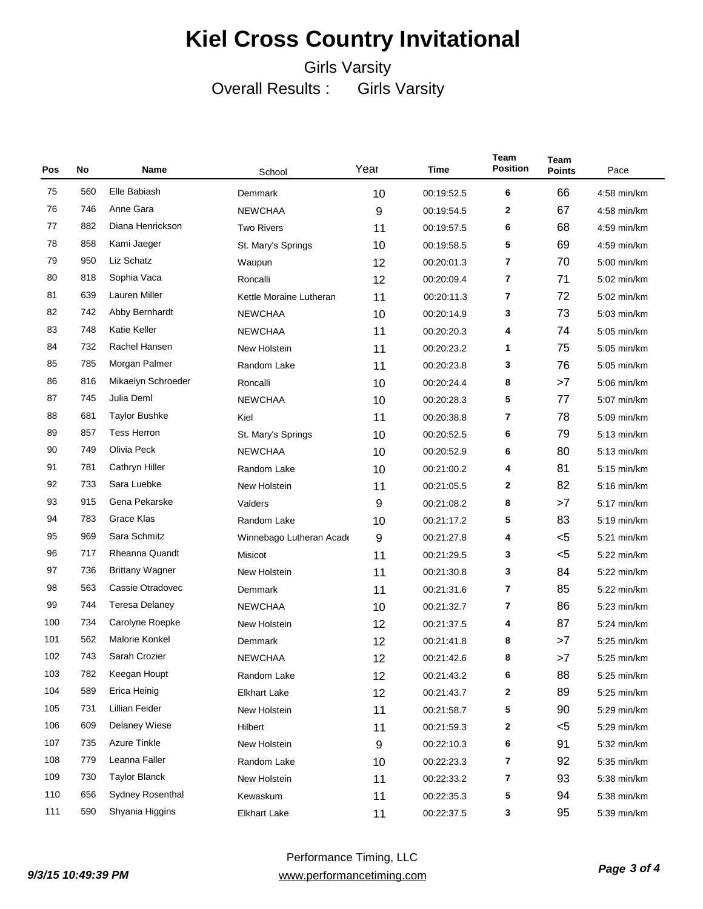# Kiel Cross Country Invitational

Girls Varsity

Overall Results : Girls Varsity

| Pos | No | Name | School | Year | Time | Team Position | Team Points | Pace |
|---|---|---|---|---|---|---|---|---|
| 75 | 560 | Elle Babiash | Demmark | 10 | 00:19:52.5 | 6 | 66 | 4:58 min/km |
| 76 | 746 | Anne Gara | NEWCHAA | 9 | 00:19:54.5 | 2 | 67 | 4:58 min/km |
| 77 | 882 | Diana Henrickson | Two Rivers | 11 | 00:19:57.5 | 6 | 68 | 4:59 min/km |
| 78 | 858 | Kami Jaeger | St. Mary's Springs | 10 | 00:19:58.5 | 5 | 69 | 4:59 min/km |
| 79 | 950 | Liz Schatz | Waupun | 12 | 00:20:01.3 | 7 | 70 | 5:00 min/km |
| 80 | 818 | Sophia Vaca | Roncalli | 12 | 00:20:09.4 | 7 | 71 | 5:02 min/km |
| 81 | 639 | Lauren Miller | Kettle Moraine Lutheran | 11 | 00:20:11.3 | 7 | 72 | 5:02 min/km |
| 82 | 742 | Abby Bernhardt | NEWCHAA | 10 | 00:20:14.9 | 3 | 73 | 5:03 min/km |
| 83 | 748 | Katie Keller | NEWCHAA | 11 | 00:20:20.3 | 4 | 74 | 5:05 min/km |
| 84 | 732 | Rachel Hansen | New Holstein | 11 | 00:20:23.2 | 1 | 75 | 5:05 min/km |
| 85 | 785 | Morgan Palmer | Random Lake | 11 | 00:20:23.8 | 3 | 76 | 5:05 min/km |
| 86 | 816 | Mikaelyn Schroeder | Roncalli | 10 | 00:20:24.4 | 8 | >7 | 5:06 min/km |
| 87 | 745 | Julia Deml | NEWCHAA | 10 | 00:20:28.3 | 5 | 77 | 5:07 min/km |
| 88 | 681 | Taylor Bushke | Kiel | 11 | 00:20:38.8 | 7 | 78 | 5:09 min/km |
| 89 | 857 | Tess Herron | St. Mary's Springs | 10 | 00:20:52.5 | 6 | 79 | 5:13 min/km |
| 90 | 749 | Olivia Peck | NEWCHAA | 10 | 00:20:52.9 | 6 | 80 | 5:13 min/km |
| 91 | 781 | Cathryn Hiller | Random Lake | 10 | 00:21:00.2 | 4 | 81 | 5:15 min/km |
| 92 | 733 | Sara Luebke | New Holstein | 11 | 00:21:05.5 | 2 | 82 | 5:16 min/km |
| 93 | 915 | Gena Pekarske | Valders | 9 | 00:21:08.2 | 8 | >7 | 5:17 min/km |
| 94 | 783 | Grace Klas | Random Lake | 10 | 00:21:17.2 | 5 | 83 | 5:19 min/km |
| 95 | 969 | Sara Schmitz | Winnebago Lutheran Acade | 9 | 00:21:27.8 | 4 | <5 | 5:21 min/km |
| 96 | 717 | Rheanna Quandt | Misicot | 11 | 00:21:29.5 | 3 | <5 | 5:22 min/km |
| 97 | 736 | Brittany Wagner | New Holstein | 11 | 00:21:30.8 | 3 | 84 | 5:22 min/km |
| 98 | 563 | Cassie Otradovec | Demmark | 11 | 00:21:31.6 | 7 | 85 | 5:22 min/km |
| 99 | 744 | Teresa Delaney | NEWCHAA | 10 | 00:21:32.7 | 7 | 86 | 5:23 min/km |
| 100 | 734 | Carolyne Roepke | New Holstein | 12 | 00:21:37.5 | 4 | 87 | 5:24 min/km |
| 101 | 562 | Malorie Konkel | Demmark | 12 | 00:21:41.8 | 8 | >7 | 5:25 min/km |
| 102 | 743 | Sarah Crozier | NEWCHAA | 12 | 00:21:42.6 | 8 | >7 | 5:25 min/km |
| 103 | 782 | Keegan Houpt | Random Lake | 12 | 00:21:43.2 | 6 | 88 | 5:25 min/km |
| 104 | 589 | Erica Heinig | Elkhart Lake | 12 | 00:21:43.7 | 2 | 89 | 5:25 min/km |
| 105 | 731 | Lillian Feider | New Holstein | 11 | 00:21:58.7 | 5 | 90 | 5:29 min/km |
| 106 | 609 | Delaney Wiese | Hilbert | 11 | 00:21:59.3 | 2 | <5 | 5:29 min/km |
| 107 | 735 | Azure Tinkle | New Holstein | 9 | 00:22:10.3 | 6 | 91 | 5:32 min/km |
| 108 | 779 | Leanna Faller | Random Lake | 10 | 00:22:23.3 | 7 | 92 | 5:35 min/km |
| 109 | 730 | Taylor Blanck | New Holstein | 11 | 00:22:33.2 | 7 | 93 | 5:38 min/km |
| 110 | 656 | Sydney Rosenthal | Kewaskum | 11 | 00:22:35.3 | 5 | 94 | 5:38 min/km |
| 111 | 590 | Shyania Higgins | Elkhart Lake | 11 | 00:22:37.5 | 3 | 95 | 5:39 min/km |

*9/3/15 10:49:39 PM*

Performance Timing, LLC
www.performancetiming.com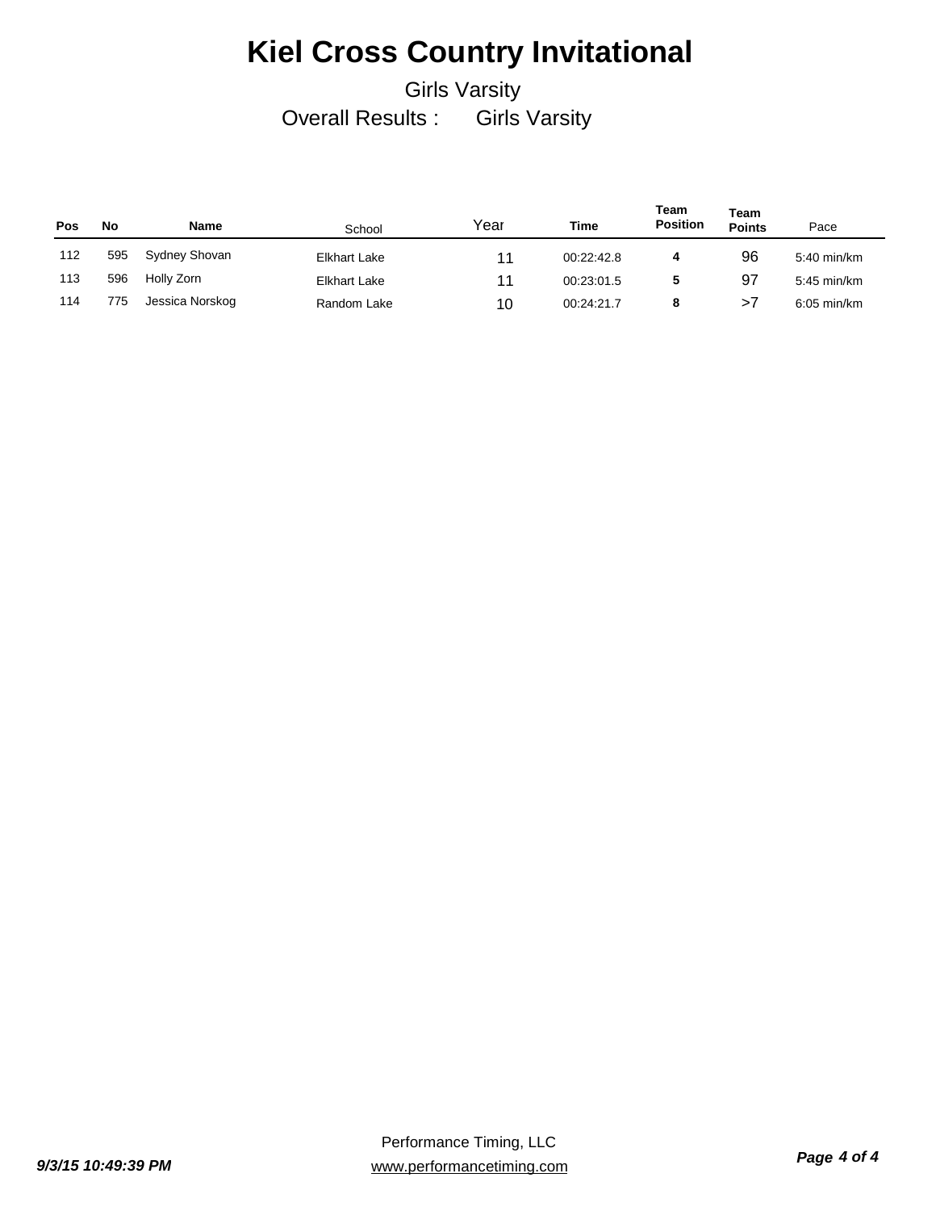# Kiel Cross Country Invitational

Girls Varsity

Overall Results : Girls Varsity

| Pos | No | Name | School | Year | Time | Team Position | Team Points | Pace |
|---|---|---|---|---|---|---|---|---|
| 112 | 595 | Sydney Shovan | Elkhart Lake | 11 | 00:22:42.8 | 4 | 96 | 5:40 min/km |
| 113 | 596 | Holly Zorn | Elkhart Lake | 11 | 00:23:01.5 | 5 | 97 | 5:45 min/km |
| 114 | 775 | Jessica Norskog | Random Lake | 10 | 00:24:21.7 | 8 | >7 | 6:05 min/km |

Performance Timing, LLC
www.performancetiming.com

*9/3/15 10:49:39 PM*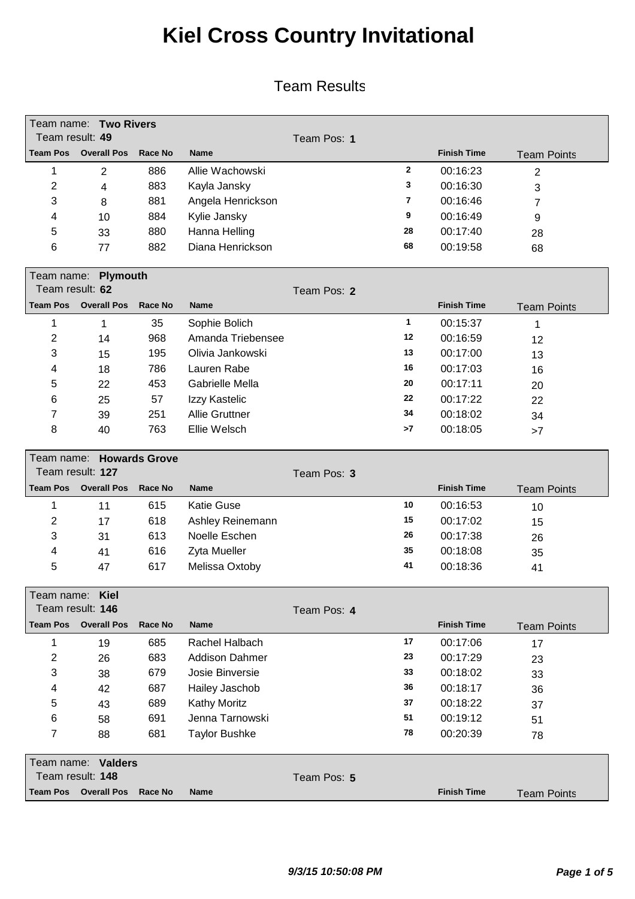# Kiel Cross Country Invitational

## Team Results

Team name: **Two Rivers**
Team result: **49**
Team Pos: **1**

| Team Pos | Overall Pos | Race No | Name | | Finish Time | Team Points |
|---|---|---|---|---|---|---|
| 1 | 2 | 886 | Allie Wachowski | 2 | 00:16:23 | 2 |
| 2 | 4 | 883 | Kayla Jansky | 3 | 00:16:30 | 3 |
| 3 | 8 | 881 | Angela Henrickson | 7 | 00:16:46 | 7 |
| 4 | 10 | 884 | Kylie Jansky | 9 | 00:16:49 | 9 |
| 5 | 33 | 880 | Hanna Helling | 28 | 00:17:40 | 28 |
| 6 | 77 | 882 | Diana Henrickson | 68 | 00:19:58 | 68 |

Team name: **Plymouth**
Team result: **62**
Team Pos: **2**

| Team Pos | Overall Pos | Race No | Name | | Finish Time | Team Points |
|---|---|---|---|---|---|---|
| 1 | 1 | 35 | Sophie Bolich | 1 | 00:15:37 | 1 |
| 2 | 14 | 968 | Amanda Triebensee | 12 | 00:16:59 | 12 |
| 3 | 15 | 195 | Olivia Jankowski | 13 | 00:17:00 | 13 |
| 4 | 18 | 786 | Lauren Rabe | 16 | 00:17:03 | 16 |
| 5 | 22 | 453 | Gabrielle Mella | 20 | 00:17:11 | 20 |
| 6 | 25 | 57 | Izzy Kastelic | 22 | 00:17:22 | 22 |
| 7 | 39 | 251 | Allie Gruttner | 34 | 00:18:02 | 34 |
| 8 | 40 | 763 | Ellie Welsch | >7 | 00:18:05 | >7 |

Team name: **Howards Grove**
Team result: **127**
Team Pos: **3**

| Team Pos | Overall Pos | Race No | Name | | Finish Time | Team Points |
|---|---|---|---|---|---|---|
| 1 | 11 | 615 | Katie Guse | 10 | 00:16:53 | 10 |
| 2 | 17 | 618 | Ashley Reinemann | 15 | 00:17:02 | 15 |
| 3 | 31 | 613 | Noelle Eschen | 26 | 00:17:38 | 26 |
| 4 | 41 | 616 | Zyta Mueller | 35 | 00:18:08 | 35 |
| 5 | 47 | 617 | Melissa Oxtoby | 41 | 00:18:36 | 41 |

Team name: **Kiel**
Team result: **146**
Team Pos: **4**

| Team Pos | Overall Pos | Race No | Name | | Finish Time | Team Points |
|---|---|---|---|---|---|---|
| 1 | 19 | 685 | Rachel Halbach | 17 | 00:17:06 | 17 |
| 2 | 26 | 683 | Addison Dahmer | 23 | 00:17:29 | 23 |
| 3 | 38 | 679 | Josie Binversie | 33 | 00:18:02 | 33 |
| 4 | 42 | 687 | Hailey Jaschob | 36 | 00:18:17 | 36 |
| 5 | 43 | 689 | Kathy Moritz | 37 | 00:18:22 | 37 |
| 6 | 58 | 691 | Jenna Tarnowski | 51 | 00:19:12 | 51 |
| 7 | 88 | 681 | Taylor Bushke | 78 | 00:20:39 | 78 |

Team name: **Valders**
Team result: **148**
Team Pos: **5**

| Team Pos | Overall Pos | Race No | Name | | Finish Time | Team Points |
|---|---|---|---|---|---|---|

*9/3/15 10:50:08 PM*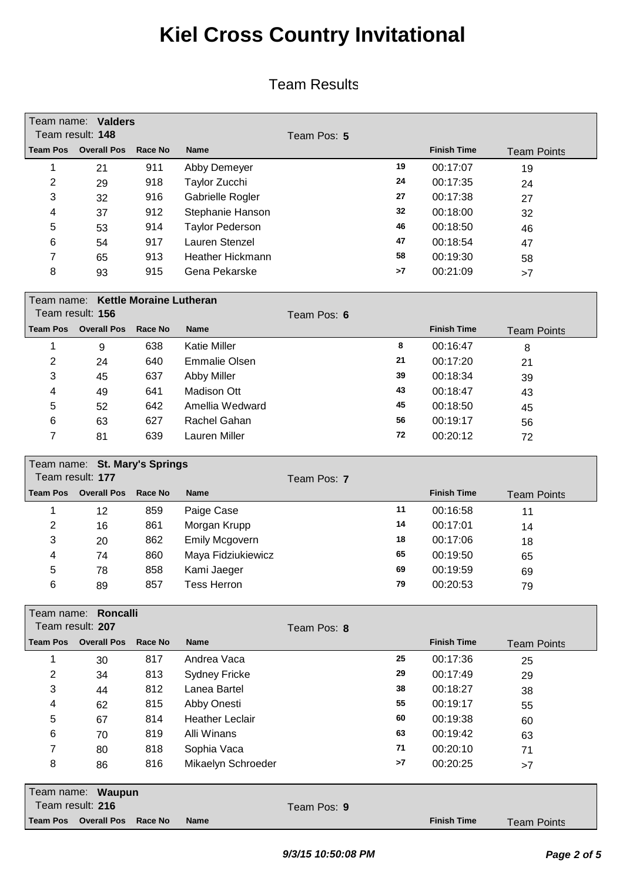# Kiel Cross Country Invitational

## Team Results

Team name: **Valders**
Team result: **148** Team Pos: **5**

| Team Pos | Overall Pos | Race No | Name | | Finish Time | Team Points |
|---|---|---|---|---|---|---|
| 1 | 21 | 911 | Abby Demeyer | 19 | 00:17:07 | 19 |
| 2 | 29 | 918 | Taylor Zucchi | 24 | 00:17:35 | 24 |
| 3 | 32 | 916 | Gabrielle Rogler | 27 | 00:17:38 | 27 |
| 4 | 37 | 912 | Stephanie Hanson | 32 | 00:18:00 | 32 |
| 5 | 53 | 914 | Taylor Pederson | 46 | 00:18:50 | 46 |
| 6 | 54 | 917 | Lauren Stenzel | 47 | 00:18:54 | 47 |
| 7 | 65 | 913 | Heather Hickmann | 58 | 00:19:30 | 58 |
| 8 | 93 | 915 | Gena Pekarske | >7 | 00:21:09 | >7 |

Team name: **Kettle Moraine Lutheran**
Team result: **156** Team Pos: **6**

| Team Pos | Overall Pos | Race No | Name | | Finish Time | Team Points |
|---|---|---|---|---|---|---|
| 1 | 9 | 638 | Katie Miller | 8 | 00:16:47 | 8 |
| 2 | 24 | 640 | Emmalie Olsen | 21 | 00:17:20 | 21 |
| 3 | 45 | 637 | Abby Miller | 39 | 00:18:34 | 39 |
| 4 | 49 | 641 | Madison Ott | 43 | 00:18:47 | 43 |
| 5 | 52 | 642 | Amellia Wedward | 45 | 00:18:50 | 45 |
| 6 | 63 | 627 | Rachel Gahan | 56 | 00:19:17 | 56 |
| 7 | 81 | 639 | Lauren Miller | 72 | 00:20:12 | 72 |

Team name: **St. Mary's Springs**
Team result: **177** Team Pos: **7**

| Team Pos | Overall Pos | Race No | Name | | Finish Time | Team Points |
|---|---|---|---|---|---|---|
| 1 | 12 | 859 | Paige Case | 11 | 00:16:58 | 11 |
| 2 | 16 | 861 | Morgan Krupp | 14 | 00:17:01 | 14 |
| 3 | 20 | 862 | Emily Mcgovern | 18 | 00:17:06 | 18 |
| 4 | 74 | 860 | Maya Fidziukiewicz | 65 | 00:19:50 | 65 |
| 5 | 78 | 858 | Kami Jaeger | 69 | 00:19:59 | 69 |
| 6 | 89 | 857 | Tess Herron | 79 | 00:20:53 | 79 |

Team name: **Roncalli**
Team result: **207** Team Pos: **8**

| Team Pos | Overall Pos | Race No | Name | | Finish Time | Team Points |
|---|---|---|---|---|---|---|
| 1 | 30 | 817 | Andrea Vaca | 25 | 00:17:36 | 25 |
| 2 | 34 | 813 | Sydney Fricke | 29 | 00:17:49 | 29 |
| 3 | 44 | 812 | Lanea Bartel | 38 | 00:18:27 | 38 |
| 4 | 62 | 815 | Abby Onesti | 55 | 00:19:17 | 55 |
| 5 | 67 | 814 | Heather Leclair | 60 | 00:19:38 | 60 |
| 6 | 70 | 819 | Alli Winans | 63 | 00:19:42 | 63 |
| 7 | 80 | 818 | Sophia Vaca | 71 | 00:20:10 | 71 |
| 8 | 86 | 816 | Mikaelyn Schroeder | >7 | 00:20:25 | >7 |

Team name: **Waupun**
Team result: **216** Team Pos: **9**

| Team Pos | Overall Pos | Race No | Name | | Finish Time | Team Points |
|---|---|---|---|---|---|---|

*9/3/15 10:50:08 PM*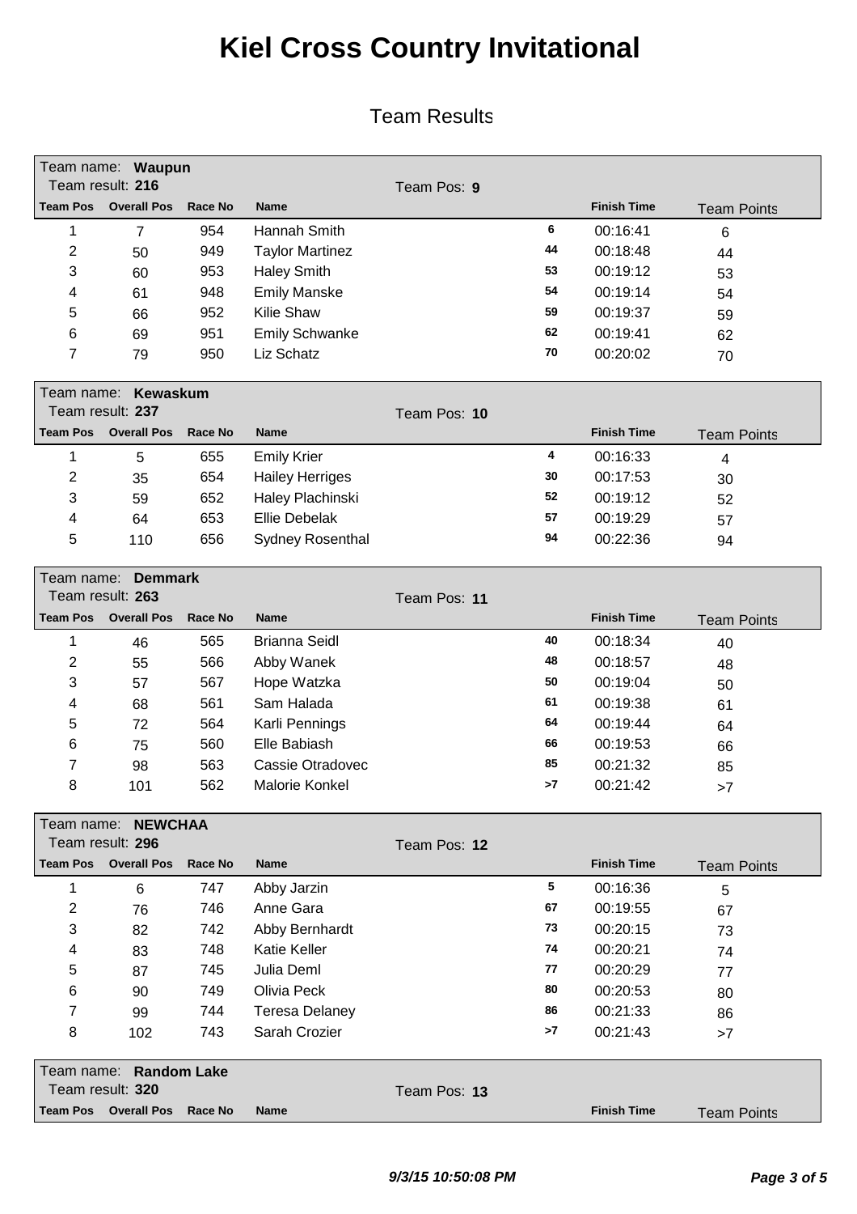# Kiel Cross Country Invitational

Team Results

Team name: **Waupun**
Team result: **216** | Team Pos: **9**

| Team Pos | Overall Pos | Race No | Name | | Finish Time | Team Points |
|---|---|---|---|---|---|---|
| 1 | 7 | 954 | Hannah Smith | 6 | 00:16:41 | 6 |
| 2 | 50 | 949 | Taylor Martinez | 44 | 00:18:48 | 44 |
| 3 | 60 | 953 | Haley Smith | 53 | 00:19:12 | 53 |
| 4 | 61 | 948 | Emily Manske | 54 | 00:19:14 | 54 |
| 5 | 66 | 952 | Kilie Shaw | 59 | 00:19:37 | 59 |
| 6 | 69 | 951 | Emily Schwanke | 62 | 00:19:41 | 62 |
| 7 | 79 | 950 | Liz Schatz | 70 | 00:20:02 | 70 |

Team name: **Kewaskum**
Team result: **237** | Team Pos: **10**

| Team Pos | Overall Pos | Race No | Name | | Finish Time | Team Points |
|---|---|---|---|---|---|---|
| 1 | 5 | 655 | Emily Krier | 4 | 00:16:33 | 4 |
| 2 | 35 | 654 | Hailey Herriges | 30 | 00:17:53 | 30 |
| 3 | 59 | 652 | Haley Plachinski | 52 | 00:19:12 | 52 |
| 4 | 64 | 653 | Ellie Debelak | 57 | 00:19:29 | 57 |
| 5 | 110 | 656 | Sydney Rosenthal | 94 | 00:22:36 | 94 |

Team name: **Demmark**
Team result: **263** | Team Pos: **11**

| Team Pos | Overall Pos | Race No | Name | | Finish Time | Team Points |
|---|---|---|---|---|---|---|
| 1 | 46 | 565 | Brianna Seidl | 40 | 00:18:34 | 40 |
| 2 | 55 | 566 | Abby Wanek | 48 | 00:18:57 | 48 |
| 3 | 57 | 567 | Hope Watzka | 50 | 00:19:04 | 50 |
| 4 | 68 | 561 | Sam Halada | 61 | 00:19:38 | 61 |
| 5 | 72 | 564 | Karli Pennings | 64 | 00:19:44 | 64 |
| 6 | 75 | 560 | Elle Babiash | 66 | 00:19:53 | 66 |
| 7 | 98 | 563 | Cassie Otradovec | 85 | 00:21:32 | 85 |
| 8 | 101 | 562 | Malorie Konkel | >7 | 00:21:42 | >7 |

Team name: **NEWCHAA**
Team result: **296** | Team Pos: **12**

| Team Pos | Overall Pos | Race No | Name | | Finish Time | Team Points |
|---|---|---|---|---|---|---|
| 1 | 6 | 747 | Abby Jarzin | 5 | 00:16:36 | 5 |
| 2 | 76 | 746 | Anne Gara | 67 | 00:19:55 | 67 |
| 3 | 82 | 742 | Abby Bernhardt | 73 | 00:20:15 | 73 |
| 4 | 83 | 748 | Katie Keller | 74 | 00:20:21 | 74 |
| 5 | 87 | 745 | Julia Deml | 77 | 00:20:29 | 77 |
| 6 | 90 | 749 | Olivia Peck | 80 | 00:20:53 | 80 |
| 7 | 99 | 744 | Teresa Delaney | 86 | 00:21:33 | 86 |
| 8 | 102 | 743 | Sarah Crozier | >7 | 00:21:43 | >7 |

Team name: **Random Lake**
Team result: **320** | Team Pos: **13**

| Team Pos | Overall Pos | Race No | Name | | Finish Time | Team Points |
|---|---|---|---|---|---|---|

***9/3/15 10:50:08 PM***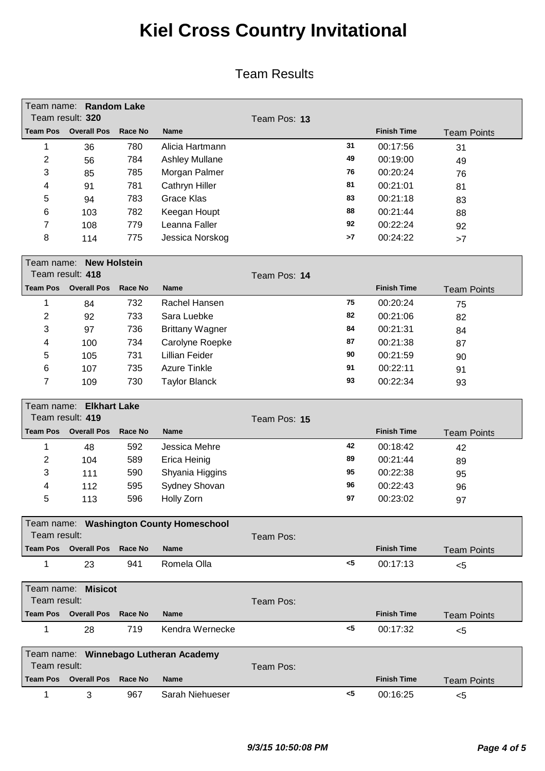# Kiel Cross Country Invitational

## Team Results

Team name: **Random Lake**
Team result: **320** Team Pos: **13**

| Team Pos | Overall Pos | Race No | Name | | Finish Time | Team Points |
|---|---|---|---|---|---|---|
| 1 | 36 | 780 | Alicia Hartmann | 31 | 00:17:56 | 31 |
| 2 | 56 | 784 | Ashley Mullane | 49 | 00:19:00 | 49 |
| 3 | 85 | 785 | Morgan Palmer | 76 | 00:20:24 | 76 |
| 4 | 91 | 781 | Cathryn Hiller | 81 | 00:21:01 | 81 |
| 5 | 94 | 783 | Grace Klas | 83 | 00:21:18 | 83 |
| 6 | 103 | 782 | Keegan Houpt | 88 | 00:21:44 | 88 |
| 7 | 108 | 779 | Leanna Faller | 92 | 00:22:24 | 92 |
| 8 | 114 | 775 | Jessica Norskog | >7 | 00:24:22 | >7 |

Team name: **New Holstein**
Team result: **418** Team Pos: **14**

| Team Pos | Overall Pos | Race No | Name | | Finish Time | Team Points |
|---|---|---|---|---|---|---|
| 1 | 84 | 732 | Rachel Hansen | 75 | 00:20:24 | 75 |
| 2 | 92 | 733 | Sara Luebke | 82 | 00:21:06 | 82 |
| 3 | 97 | 736 | Brittany Wagner | 84 | 00:21:31 | 84 |
| 4 | 100 | 734 | Carolyne Roepke | 87 | 00:21:38 | 87 |
| 5 | 105 | 731 | Lillian Feider | 90 | 00:21:59 | 90 |
| 6 | 107 | 735 | Azure Tinkle | 91 | 00:22:11 | 91 |
| 7 | 109 | 730 | Taylor Blanck | 93 | 00:22:34 | 93 |

Team name: **Elkhart Lake**
Team result: **419** Team Pos: **15**

| Team Pos | Overall Pos | Race No | Name | | Finish Time | Team Points |
|---|---|---|---|---|---|---|
| 1 | 48 | 592 | Jessica Mehre | 42 | 00:18:42 | 42 |
| 2 | 104 | 589 | Erica Heinig | 89 | 00:21:44 | 89 |
| 3 | 111 | 590 | Shyania Higgins | 95 | 00:22:38 | 95 |
| 4 | 112 | 595 | Sydney Shovan | 96 | 00:22:43 | 96 |
| 5 | 113 | 596 | Holly Zorn | 97 | 00:23:02 | 97 |

Team name: **Washington County Homeschool**
Team result: Team Pos:

| Team Pos | Overall Pos | Race No | Name | | Finish Time | Team Points |
|---|---|---|---|---|---|---|
| 1 | 23 | 941 | Romela Olla | <5 | 00:17:13 | <5 |

Team name: **Misicot**
Team result: Team Pos:

| Team Pos | Overall Pos | Race No | Name | | Finish Time | Team Points |
|---|---|---|---|---|---|---|
| 1 | 28 | 719 | Kendra Wernecke | <5 | 00:17:32 | <5 |

Team name: **Winnebago Lutheran Academy**
Team result: Team Pos:

| Team Pos | Overall Pos | Race No | Name | | Finish Time | Team Points |
|---|---|---|---|---|---|---|
| 1 | 3 | 967 | Sarah Niehueser | <5 | 00:16:25 | <5 |

*9/3/15 10:50:08 PM*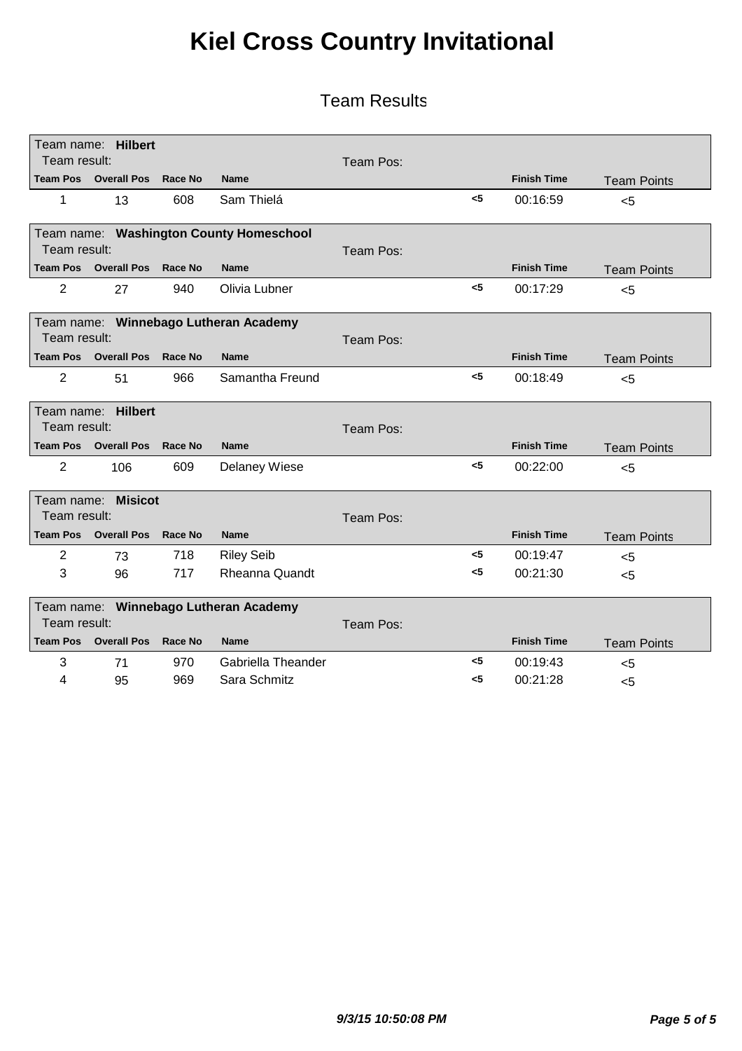# Kiel Cross Country Invitational

## Team Results

Team name: **Hilbert**
Team result: Team Pos:

| Team Pos | Overall Pos | Race No | Name | | Finish Time | Team Points |
|---|---|---|---|---|---|---|
| 1 | 13 | 608 | Sam Thielá | <5 | 00:16:59 | <5 |

Team name: **Washington County Homeschool**
Team result: Team Pos:

| Team Pos | Overall Pos | Race No | Name | | Finish Time | Team Points |
|---|---|---|---|---|---|---|
| 2 | 27 | 940 | Olivia Lubner | <5 | 00:17:29 | <5 |

Team name: **Winnebago Lutheran Academy**
Team result: Team Pos:

| Team Pos | Overall Pos | Race No | Name | | Finish Time | Team Points |
|---|---|---|---|---|---|---|
| 2 | 51 | 966 | Samantha Freund | <5 | 00:18:49 | <5 |

Team name: **Hilbert**
Team result: Team Pos:

| Team Pos | Overall Pos | Race No | Name | | Finish Time | Team Points |
|---|---|---|---|---|---|---|
| 2 | 106 | 609 | Delaney Wiese | <5 | 00:22:00 | <5 |

Team name: **Misicot**
Team result: Team Pos:

| Team Pos | Overall Pos | Race No | Name | | Finish Time | Team Points |
|---|---|---|---|---|---|---|
| 2 | 73 | 718 | Riley Seib | <5 | 00:19:47 | <5 |
| 3 | 96 | 717 | Rheanna Quandt | <5 | 00:21:30 | <5 |

Team name: **Winnebago Lutheran Academy**
Team result: Team Pos:

| Team Pos | Overall Pos | Race No | Name | | Finish Time | Team Points |
|---|---|---|---|---|---|---|
| 3 | 71 | 970 | Gabriella Theander | <5 | 00:19:43 | <5 |
| 4 | 95 | 969 | Sara Schmitz | <5 | 00:21:28 | <5 |

*9/3/15 10:50:08 PM*